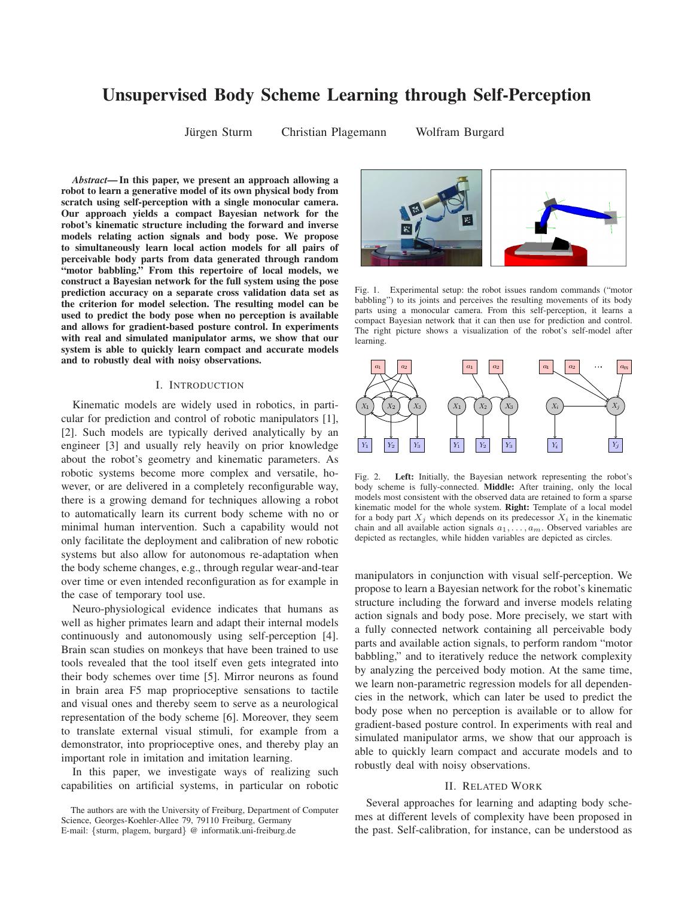# Unsupervised Body Scheme Learning through Self-Perception

Jürgen Sturm  Christian Plagemann  Wolfram Burgard

***Abstract*— In this paper, we present an approach allowing a robot to learn a generative model of its own physical body from scratch using self-perception with a single monocular camera. Our approach yields a compact Bayesian network for the robot's kinematic structure including the forward and inverse models relating action signals and body pose. We propose to simultaneously learn local action models for all pairs of perceivable body parts from data generated through random "motor babbling." From this repertoire of local models, we construct a Bayesian network for the full system using the pose prediction accuracy on a separate cross validation data set as the criterion for model selection. The resulting model can be used to predict the body pose when no perception is available and allows for gradient-based posture control. In experiments with real and simulated manipulator arms, we show that our system is able to quickly learn compact and accurate models and to robustly deal with noisy observations.**

## I. Introduction

Kinematic models are widely used in robotics, in particular for prediction and control of robotic manipulators [1], [2]. Such models are typically derived analytically by an engineer [3] and usually rely heavily on prior knowledge about the robot's geometry and kinematic parameters. As robotic systems become more complex and versatile, however, or are delivered in a completely reconfigurable way, there is a growing demand for techniques allowing a robot to automatically learn its current body scheme with no or minimal human intervention. Such a capability would not only facilitate the deployment and calibration of new robotic systems but also allow for autonomous re-adaptation when the body scheme changes, e.g., through regular wear-and-tear over time or even intended reconfiguration as for example in the case of temporary tool use.

Neuro-physiological evidence indicates that humans as well as higher primates learn and adapt their internal models continuously and autonomously using self-perception [4]. Brain scan studies on monkeys that have been trained to use tools revealed that the tool itself even gets integrated into their body schemes over time [5]. Mirror neurons as found in brain area F5 map proprioceptive sensations to tactile and visual ones and thereby seem to serve as a neurological representation of the body scheme [6]. Moreover, they seem to translate external visual stimuli, for example from a demonstrator, into proprioceptive ones, and thereby play an important role in imitation and imitation learning.

In this paper, we investigate ways of realizing such capabilities on artificial systems, in particular on robotic manipulators in conjunction with visual self-perception. We propose to learn a Bayesian network for the robot's kinematic structure including the forward and inverse models relating action signals and body pose. More precisely, we start with a fully connected network containing all perceivable body parts and available action signals, to perform random "motor babbling," and to iteratively reduce the network complexity by analyzing the perceived body motion. At the same time, we learn non-parametric regression models for all dependencies in the network, which can later be used to predict the body pose when no perception is available or to allow for gradient-based posture control. In experiments with real and simulated manipulator arms, we show that our approach is able to quickly learn compact and accurate models and to robustly deal with noisy observations.

The authors are with the University of Freiburg, Department of Computer Science, Georges-Koehler-Allee 79, 79110 Freiburg, Germany
E-mail: {sturm, plagem, burgard} @ informatik.uni-freiburg.de

Fig. 1. Experimental setup: the robot issues random commands ("motor babbling") to its joints and perceives the resulting movements of its body parts using a monocular camera. From this self-perception, it learns a compact Bayesian network that it can then use for prediction and control. The right picture shows a visualization of the robot's self-model after learning.

Fig. 2. **Left:** Initially, the Bayesian network representing the robot's body scheme is fully-connected. **Middle:** After training, only the local models most consistent with the observed data are retained to form a sparse kinematic model for the whole system. **Right:** Template of a local model for a body part $X_j$ which depends on its predecessor $X_i$ in the kinematic chain and all available action signals $a_1, \ldots, a_m$. Observed variables are depicted as rectangles, while hidden variables are depicted as circles.

## II. Related Work

Several approaches for learning and adapting body schemes at different levels of complexity have been proposed in the past. Self-calibration, for instance, can be understood as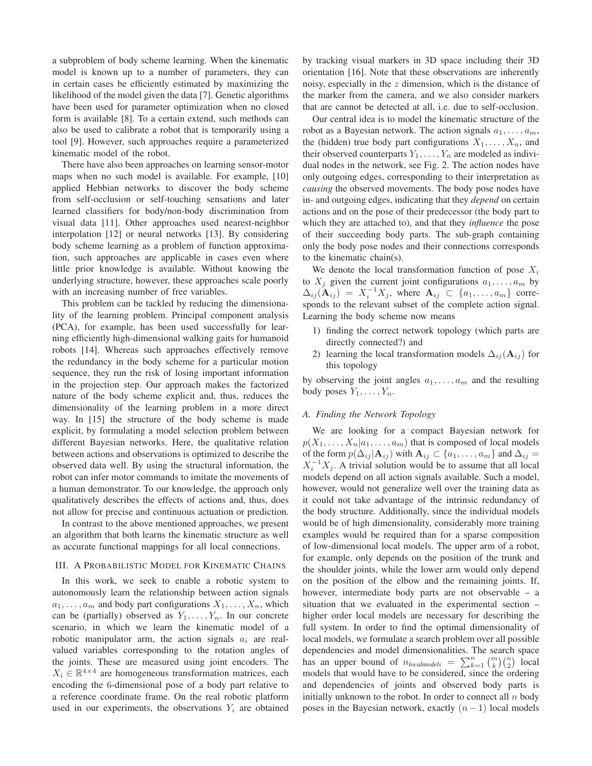a subproblem of body scheme learning. When the kinematic model is known up to a number of parameters, they can in certain cases be efficiently estimated by maximizing the likelihood of the model given the data [7]. Genetic algorithms have been used for parameter optimization when no closed form is available [8]. To a certain extend, such methods can also be used to calibrate a robot that is temporarily using a tool [9]. However, such approaches require a parameterized kinematic model of the robot.

There have also been approaches on learning sensor-motor maps when no such model is available. For example, [10] applied Hebbian networks to discover the body scheme from self-occlusion or self-touching sensations and later learned classifiers for body/non-body discrimination from visual data [11]. Other approaches used nearest-neighbor interpolation [12] or neural networks [13]. By considering body scheme learning as a problem of function approximation, such approaches are applicable in cases even where little prior knowledge is available. Without knowing the underlying structure, however, these approaches scale poorly with an increasing number of free variables.

This problem can be tackled by reducing the dimensionality of the learning problem. Principal component analysis (PCA), for example, has been used successfully for learning efficiently high-dimensional walking gaits for humanoid robots [14]. Whereas such approaches effectively remove the redundancy in the body scheme for a particular motion sequence, they run the risk of losing important information in the projection step. Our approach makes the factorized nature of the body scheme explicit and, thus, reduces the dimensionality of the learning problem in a more direct way. In [15] the structure of the body scheme is made explicit, by formulating a model selection problem between different Bayesian networks. Here, the qualitative relation between actions and observations is optimized to describe the observed data well. By using the structural information, the robot can infer motor commands to imitate the movements of a human demonstrator. To our knowledge, the approach only qualitatively describes the effects of actions and, thus, does not allow for precise and continuous actuation or prediction.

In contrast to the above mentioned approaches, we present an algorithm that both learns the kinematic structure as well as accurate functional mappings for all local connections.

## III. A Probabilistic Model for Kinematic Chains

In this work, we seek to enable a robotic system to autonomously learn the relationship between action signals $a_1, \ldots, a_m$ and body part configurations $X_1, \ldots, X_n$, which can be (partially) observed as $Y_1, \ldots, Y_n$. In our concrete scenario, in which we learn the kinematic model of a robotic manipulator arm, the action signals $a_i$ are real-valued variables corresponding to the rotation angles of the joints. These are measured using joint encoders. The $X_i \in \mathbb{R}^{4\times 4}$ are homogeneous transformation matrices, each encoding the 6-dimensional pose of a body part relative to a reference coordinate frame. On the real robotic platform used in our experiments, the observations $Y_i$ are obtained by tracking visual markers in 3D space including their 3D orientation [16]. Note that these observations are inherently noisy, especially in the $z$ dimension, which is the distance of the marker from the camera, and we also consider markers that are cannot be detected at all, i.e. due to self-occlusion.

Our central idea is to model the kinematic structure of the robot as a Bayesian network. The action signals $a_1, \ldots, a_m$, the (hidden) true body part configurations $X_1, \ldots, X_n$, and their observed counterparts $Y_1, \ldots, Y_n$ are modeled as individual nodes in the network, see Fig. 2. The action nodes have only outgoing edges, corresponding to their interpretation as *causing* the observed movements. The body pose nodes have in- and outgoing edges, indicating that they *depend* on certain actions and on the pose of their predecessor (the body part to which they are attached to), and that they *influence* the pose of their succeeding body parts. The sub-graph containing only the body pose nodes and their connections corresponds to the kinematic chain(s).

We denote the local transformation function of pose $X_i$ to $X_j$ given the current joint configurations $a_1, \ldots, a_m$ by $\Delta_{ij}(\mathbf{A}_{ij}) = X_i^{-1} X_j$, where $\mathbf{A}_{ij} \subset \{a_1, \ldots, a_m\}$ corresponds to the relevant subset of the complete action signal. Learning the body scheme now means

1) finding the correct network topology (which parts are directly connected?) and
2) learning the local transformation models $\Delta_{ij}(\mathbf{A}_{ij})$ for this topology

by observing the joint angles $a_1, \ldots, a_m$ and the resulting body poses $Y_1, \ldots, Y_n$.

### A. Finding the Network Topology

We are looking for a compact Bayesian network for $p(X_1, \ldots, X_n | a_1, \ldots, a_m)$ that is composed of local models of the form $p(\Delta_{ij} | \mathbf{A}_{ij})$ with $\mathbf{A}_{ij} \subset \{a_1, \ldots, a_m\}$ and $\Delta_{ij} = X_i^{-1} X_j$. A trivial solution would be to assume that all local models depend on all action signals available. Such a model, however, would not generalize well over the training data as it could not take advantage of the intrinsic redundancy of the body structure. Additionally, since the individual models would be of high dimensionality, considerably more training examples would be required than for a sparse composition of low-dimensional local models. The upper arm of a robot, for example, only depends on the position of the trunk and the shoulder joints, while the lower arm would only depend on the position of the elbow and the remaining joints. If, however, intermediate body parts are not observable – a situation that we evaluated in the experimental section – higher order local models are necessary for describing the full system. In order to find the optimal dimensionality of local models, we formulate a search problem over all possible dependencies and model dimensionalities. The search space has an upper bound of $n_{\mathit{localmodels}} = \sum_{k=1}^{n} \binom{m}{k} \binom{n}{2}$ local models that would have to be considered, since the ordering and dependencies of joints and observed body parts is initially unknown to the robot. In order to connect all $n$ body poses in the Bayesian network, exactly $(n-1)$ local models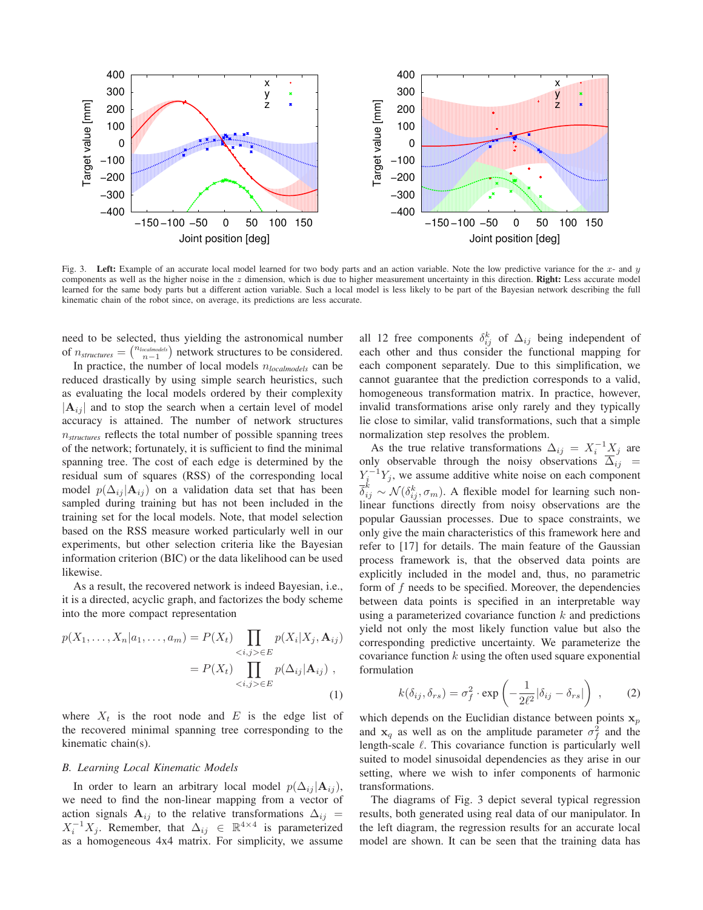Fig. 3. **Left:** Example of an accurate local model learned for two body parts and an action variable. Note the low predictive variance for the $x$- and $y$ components as well as the higher noise in the $z$ dimension, which is due to higher measurement uncertainty in this direction. **Right:** Less accurate model learned for the same body parts but a different action variable. Such a local model is less likely to be part of the Bayesian network describing the full kinematic chain of the robot since, on average, its predictions are less accurate.

need to be selected, thus yielding the astronomical number of $n_{structures} = \binom{n_{localmodels}}{n-1}$ network structures to be considered.

In practice, the number of local models $n_{localmodels}$ can be reduced drastically by using simple search heuristics, such as evaluating the local models ordered by their complexity $|\mathbf{A}_{ij}|$ and to stop the search when a certain level of model accuracy is attained. The number of network structures $n_{structures}$ reflects the total number of possible spanning trees of the network; fortunately, it is sufficient to find the minimal spanning tree. The cost of each edge is determined by the residual sum of squares (RSS) of the corresponding local model $p(\Delta_{ij}|\mathbf{A}_{ij})$ on a validation data set that has been sampled during training but has not been included in the training set for the local models. Note, that model selection based on the RSS measure worked particularly well in our experiments, but other selection criteria like the Bayesian information criterion (BIC) or the data likelihood can be used likewise.

As a result, the recovered network is indeed Bayesian, i.e., it is a directed, acyclic graph, and factorizes the body scheme into the more compact representation

$$p(X_1, \ldots, X_n | a_1, \ldots, a_m) = P(X_t) \prod_{<i,j> \in E} p(X_i | X_j, \mathbf{A}_{ij}) = P(X_t) \prod_{<i,j> \in E} p(\Delta_{ij} | \mathbf{A}_{ij}) \; , \tag{1}$$

where $X_t$ is the root node and $E$ is the edge list of the recovered minimal spanning tree corresponding to the kinematic chain(s).

### B. Learning Local Kinematic Models

In order to learn an arbitrary local model $p(\Delta_{ij}|\mathbf{A}_{ij})$, we need to find the non-linear mapping from a vector of action signals $\mathbf{A}_{ij}$ to the relative transformations $\Delta_{ij} = X_i^{-1} X_j$. Remember, that $\Delta_{ij} \in \mathbb{R}^{4\times 4}$ is parameterized as a homogeneous 4x4 matrix. For simplicity, we assume all 12 free components $\delta_{ij}^k$ of $\Delta_{ij}$ being independent of each other and thus consider the functional mapping for each component separately. Due to this simplification, we cannot guarantee that the prediction corresponds to a valid, homogeneous transformation matrix. In practice, however, invalid transformations arise only rarely and they typically lie close to similar, valid transformations, such that a simple normalization step resolves the problem.

As the true relative transformations $\Delta_{ij} = X_i^{-1} X_j$ are only observable through the noisy observations $\overline{\Delta}_{ij} = Y_i^{-1} Y_j$, we assume additive white noise on each component $\overline{\delta}_{ij}^k \sim \mathcal{N}(\delta_{ij}^k, \sigma_m)$. A flexible model for learning such non-linear functions directly from noisy observations are the popular Gaussian processes. Due to space constraints, we only give the main characteristics of this framework here and refer to [17] for details. The main feature of the Gaussian process framework is, that the observed data points are explicitly included in the model and, thus, no parametric form of $f$ needs to be specified. Moreover, the dependencies between data points is specified in an interpretable way using a parameterized covariance function $k$ and predictions yield not only the most likely function value but also the corresponding predictive uncertainty. We parameterize the covariance function $k$ using the often used square exponential formulation

$$k(\delta_{ij}, \delta_{rs}) = \sigma_f^2 \cdot \exp\left(-\frac{1}{2\ell^2}|\delta_{ij} - \delta_{rs}|\right) \; , \tag{2}$$

which depends on the Euclidian distance between points $\mathbf{x}_p$ and $\mathbf{x}_q$ as well as on the amplitude parameter $\sigma_f^2$ and the length-scale $\ell$. This covariance function is particularly well suited to model sinusoidal dependencies as they arise in our setting, where we wish to infer components of harmonic transformations.

The diagrams of Fig. 3 depict several typical regression results, both generated using real data of our manipulator. In the left diagram, the regression results for an accurate local model are shown. It can be seen that the training data has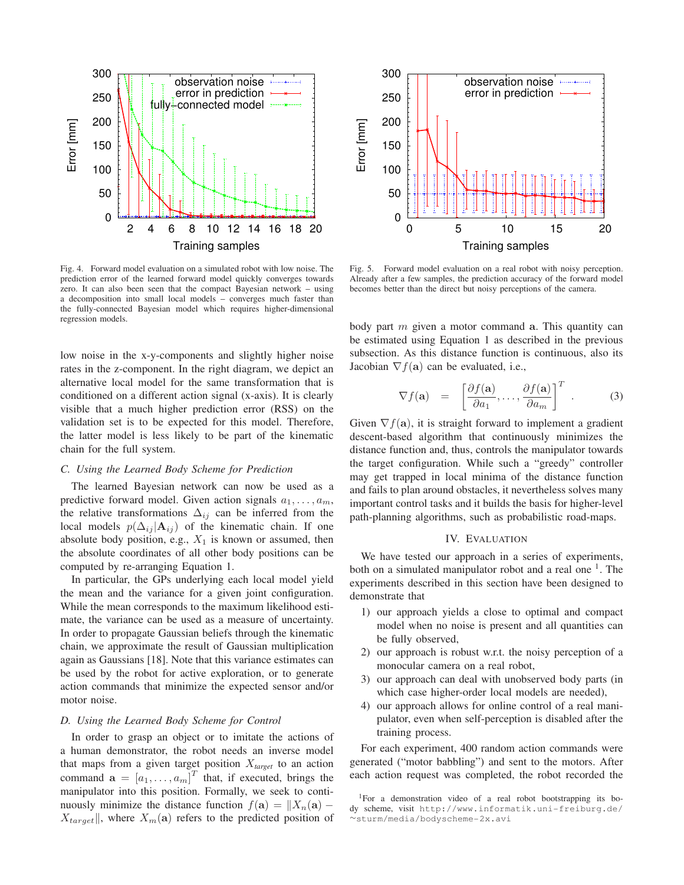Fig. 4. Forward model evaluation on a simulated robot with low noise. The prediction error of the learned forward model quickly converges towards zero. It can also been seen that the compact Bayesian network – using a decomposition into small local models – converges much faster than the fully-connected Bayesian model which requires higher-dimensional regression models.

Fig. 5. Forward model evaluation on a real robot with noisy perception. Already after a few samples, the prediction accuracy of the forward model becomes better than the direct but noisy perceptions of the camera.

low noise in the x-y-components and slightly higher noise rates in the z-component. In the right diagram, we depict an alternative local model for the same transformation that is conditioned on a different action signal (x-axis). It is clearly visible that a much higher prediction error (RSS) on the validation set is to be expected for this model. Therefore, the latter model is less likely to be part of the kinematic chain for the full system.

### C. Using the Learned Body Scheme for Prediction

The learned Bayesian network can now be used as a predictive forward model. Given action signals $a_1, \ldots, a_m$, the relative transformations $\Delta_{ij}$ can be inferred from the local models $p(\Delta_{ij} | \mathbf{A}_{ij})$ of the kinematic chain. If one absolute body position, e.g., $X_1$ is known or assumed, then the absolute coordinates of all other body positions can be computed by re-arranging Equation 1.

In particular, the GPs underlying each local model yield the mean and the variance for a given joint configuration. While the mean corresponds to the maximum likelihood estimate, the variance can be used as a measure of uncertainty. In order to propagate Gaussian beliefs through the kinematic chain, we approximate the result of Gaussian multiplication again as Gaussians [18]. Note that this variance estimates can be used by the robot for active exploration, or to generate action commands that minimize the expected sensor and/or motor noise.

### D. Using the Learned Body Scheme for Control

In order to grasp an object or to imitate the actions of a human demonstrator, the robot needs an inverse model that maps from a given target position $X_{target}$ to an action command $\mathbf{a} = [a_1, \ldots, a_m]^T$ that, if executed, brings the manipulator into this position. Formally, we seek to continuously minimize the distance function $f(\mathbf{a}) = \|X_n(\mathbf{a}) - X_{target}\|$, where $X_m(\mathbf{a})$ refers to the predicted position of body part $m$ given a motor command $\mathbf{a}$. This quantity can be estimated using Equation 1 as described in the previous subsection. As this distance function is continuous, also its Jacobian $\nabla f(\mathbf{a})$ can be evaluated, i.e.,

$$\nabla f(\mathbf{a}) \quad = \quad \left[ \frac{\partial f(\mathbf{a})}{\partial a_1}, \ldots, \frac{\partial f(\mathbf{a})}{\partial a_m} \right]^T . \tag{3}$$

Given $\nabla f(\mathbf{a})$, it is straight forward to implement a gradient descent-based algorithm that continuously minimizes the distance function and, thus, controls the manipulator towards the target configuration. While such a "greedy" controller may get trapped in local minima of the distance function and fails to plan around obstacles, it nevertheless solves many important control tasks and it builds the basis for higher-level path-planning algorithms, such as probabilistic road-maps.

## IV. Evaluation

We have tested our approach in a series of experiments, both on a simulated manipulator robot and a real one [1]. The experiments described in this section have been designed to demonstrate that

1) our approach yields a close to optimal and compact model when no noise is present and all quantities can be fully observed,
2) our approach is robust w.r.t. the noisy perception of a monocular camera on a real robot,
3) our approach can deal with unobserved body parts (in which case higher-order local models are needed),
4) our approach allows for online control of a real manipulator, even when self-perception is disabled after the training process.

For each experiment, 400 random action commands were generated ("motor babbling") and sent to the motors. After each action request was completed, the robot recorded the

[1]For a demonstration video of a real robot bootstrapping its body scheme, visit http://www.informatik.uni-freiburg.de/~sturm/media/bodyscheme-2x.avi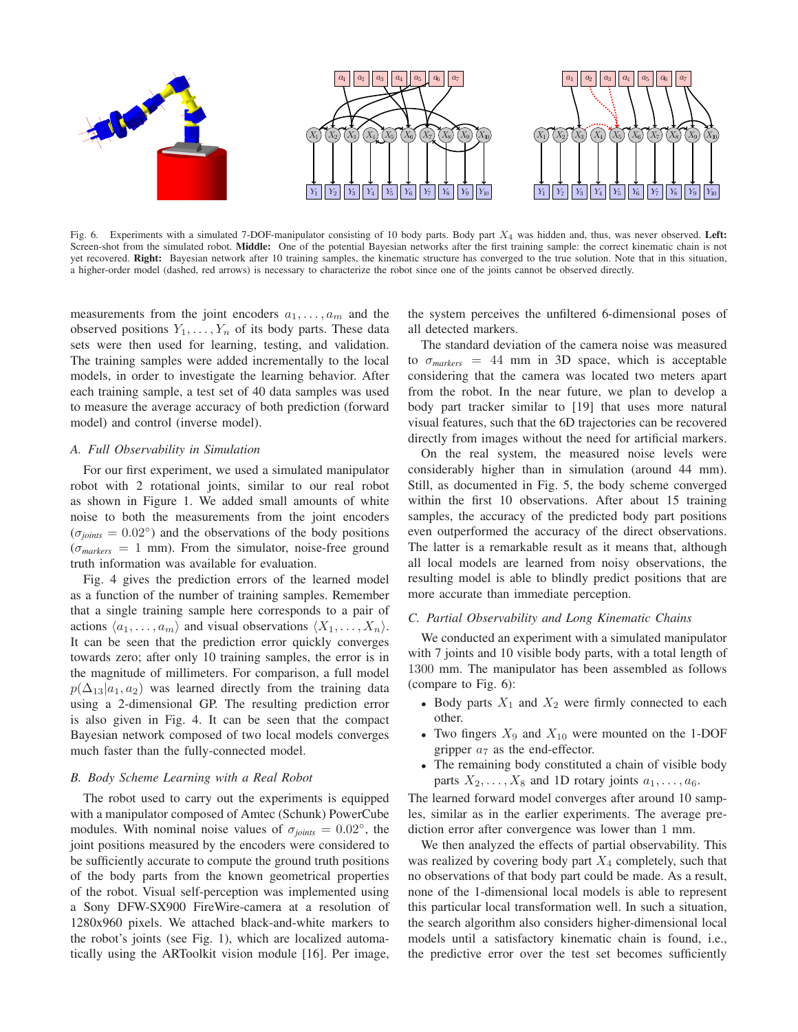Fig. 6. Experiments with a simulated 7-DOF-manipulator consisting of 10 body parts. Body part $X_4$ was hidden and, thus, was never observed. **Left:** Screen-shot from the simulated robot. **Middle:** One of the potential Bayesian networks after the first training sample: the correct kinematic chain is not yet recovered. **Right:** Bayesian network after 10 training samples, the kinematic structure has converged to the true solution. Note that in this situation, a higher-order model (dashed, red arrows) is necessary to characterize the robot since one of the joints cannot be observed directly.

measurements from the joint encoders $a_1, \ldots, a_m$ and the observed positions $Y_1, \ldots, Y_n$ of its body parts. These data sets were then used for learning, testing, and validation. The training samples were added incrementally to the local models, in order to investigate the learning behavior. After each training sample, a test set of 40 data samples was used to measure the average accuracy of both prediction (forward model) and control (inverse model).

### A. Full Observability in Simulation

For our first experiment, we used a simulated manipulator robot with 2 rotational joints, similar to our real robot as shown in Figure 1. We added small amounts of white noise to both the measurements from the joint encoders ($\sigma_{joints} = 0.02°$) and the observations of the body positions ($\sigma_{markers} = 1$ mm). From the simulator, noise-free ground truth information was available for evaluation.

Fig. 4 gives the prediction errors of the learned model as a function of the number of training samples. Remember that a single training sample here corresponds to a pair of actions $\langle a_1, \ldots, a_m \rangle$ and visual observations $\langle X_1, \ldots, X_n \rangle$. It can be seen that the prediction error quickly converges towards zero; after only 10 training samples, the error is in the magnitude of millimeters. For comparison, a full model $p(\Delta_{13} | a_1, a_2)$ was learned directly from the training data using a 2-dimensional GP. The resulting prediction error is also given in Fig. 4. It can be seen that the compact Bayesian network composed of two local models converges much faster than the fully-connected model.

### B. Body Scheme Learning with a Real Robot

The robot used to carry out the experiments is equipped with a manipulator composed of Amtec (Schunk) PowerCube modules. With nominal noise values of $\sigma_{joints} = 0.02°$, the joint positions measured by the encoders were considered to be sufficiently accurate to compute the ground truth positions of the body parts from the known geometrical properties of the robot. Visual self-perception was implemented using a Sony DFW-SX900 FireWire-camera at a resolution of 1280x960 pixels. We attached black-and-white markers to the robot's joints (see Fig. 1), which are localized automatically using the ARToolkit vision module [16]. Per image, the system perceives the unfiltered 6-dimensional poses of all detected markers.

The standard deviation of the camera noise was measured to $\sigma_{markers} = 44$ mm in 3D space, which is acceptable considering that the camera was located two meters apart from the robot. In the near future, we plan to develop a body part tracker similar to [19] that uses more natural visual features, such that the 6D trajectories can be recovered directly from images without the need for artificial markers.

On the real system, the measured noise levels were considerably higher than in simulation (around 44 mm). Still, as documented in Fig. 5, the body scheme converged within the first 10 observations. After about 15 training samples, the accuracy of the predicted body part positions even outperformed the accuracy of the direct observations. The latter is a remarkable result as it means that, although all local models are learned from noisy observations, the resulting model is able to blindly predict positions that are more accurate than immediate perception.

### C. Partial Observability and Long Kinematic Chains

We conducted an experiment with a simulated manipulator with 7 joints and 10 visible body parts, with a total length of 1300 mm. The manipulator has been assembled as follows (compare to Fig. 6):

- Body parts $X_1$ and $X_2$ were firmly connected to each other.
- Two fingers $X_9$ and $X_{10}$ were mounted on the 1-DOF gripper $a_7$ as the end-effector.
- The remaining body constituted a chain of visible body parts $X_2, \ldots, X_8$ and 1D rotary joints $a_1, \ldots, a_6$.

The learned forward model converges after around 10 samples, similar as in the earlier experiments. The average prediction error after convergence was lower than 1 mm.

We then analyzed the effects of partial observability. This was realized by covering body part $X_4$ completely, such that no observations of that body part could be made. As a result, none of the 1-dimensional local models is able to represent this particular local transformation well. In such a situation, the search algorithm also considers higher-dimensional local models until a satisfactory kinematic chain is found, i.e., the predictive error over the test set becomes sufficiently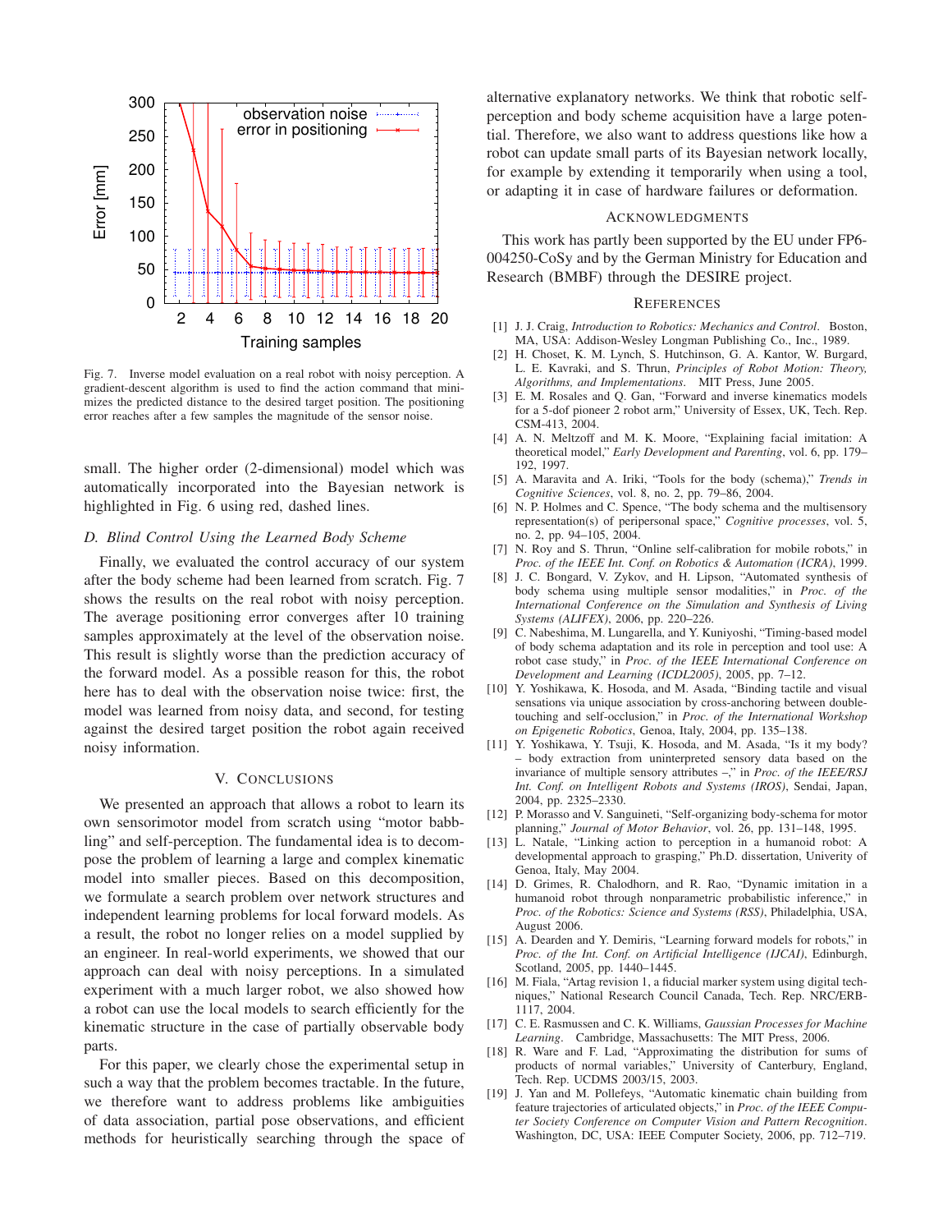300
250
200
150
100
50
0
Error [mm]
2 4 6 8 10 12 14 16 18 20
Training samples
observation noise
error in positioning

Fig. 7. Inverse model evaluation on a real robot with noisy perception. A gradient-descent algorithm is used to find the action command that minimizes the predicted distance to the desired target position. The positioning error reaches after a few samples the magnitude of the sensor noise.

small. The higher order (2-dimensional) model which was automatically incorporated into the Bayesian network is highlighted in Fig. 6 using red, dashed lines.

### D. Blind Control Using the Learned Body Scheme

Finally, we evaluated the control accuracy of our system after the body scheme had been learned from scratch. Fig. 7 shows the results on the real robot with noisy perception. The average positioning error converges after 10 training samples approximately at the level of the observation noise. This result is slightly worse than the prediction accuracy of the forward model. As a possible reason for this, the robot here has to deal with the observation noise twice: first, the model was learned from noisy data, and second, for testing against the desired target position the robot again received noisy information.

## V. Conclusions

We presented an approach that allows a robot to learn its own sensorimotor model from scratch using "motor babbling" and self-perception. The fundamental idea is to decompose the problem of learning a large and complex kinematic model into smaller pieces. Based on this decomposition, we formulate a search problem over network structures and independent learning problems for local forward models. As a result, the robot no longer relies on a model supplied by an engineer. In real-world experiments, we showed that our approach can deal with noisy perceptions. In a simulated experiment with a much larger robot, we also showed how a robot can use the local models to search efficiently for the kinematic structure in the case of partially observable body parts.

For this paper, we clearly chose the experimental setup in such a way that the problem becomes tractable. In the future, we therefore want to address problems like ambiguities of data association, partial pose observations, and efficient methods for heuristically searching through the space of alternative explanatory networks. We think that robotic self-perception and body scheme acquisition have a large potential. Therefore, we also want to address questions like how a robot can update small parts of its Bayesian network locally, for example by extending it temporarily when using a tool, or adapting it in case of hardware failures or deformation.

## Acknowledgments

This work has partly been supported by the EU under FP6-004250-CoSy and by the German Ministry for Education and Research (BMBF) through the DESIRE project.

## References

[1] J. J. Craig, *Introduction to Robotics: Mechanics and Control*. Boston, MA, USA: Addison-Wesley Longman Publishing Co., Inc., 1989.

[2] H. Choset, K. M. Lynch, S. Hutchinson, G. A. Kantor, W. Burgard, L. E. Kavraki, and S. Thrun, *Principles of Robot Motion: Theory, Algorithms, and Implementations*. MIT Press, June 2005.

[3] E. M. Rosales and Q. Gan, "Forward and inverse kinematics models for a 5-dof pioneer 2 robot arm," University of Essex, UK, Tech. Rep. CSM-413, 2004.

[4] A. N. Meltzoff and M. K. Moore, "Explaining facial imitation: A theoretical model," *Early Development and Parenting*, vol. 6, pp. 179–192, 1997.

[5] A. Maravita and A. Iriki, "Tools for the body (schema)," *Trends in Cognitive Sciences*, vol. 8, no. 2, pp. 79–86, 2004.

[6] N. P. Holmes and C. Spence, "The body schema and the multisensory representation(s) of peripersonal space," *Cognitive processes*, vol. 5, no. 2, pp. 94–105, 2004.

[7] N. Roy and S. Thrun, "Online self-calibration for mobile robots," in *Proc. of the IEEE Int. Conf. on Robotics & Automation (ICRA)*, 1999.

[8] J. C. Bongard, V. Zykov, and H. Lipson, "Automated synthesis of body schema using multiple sensor modalities," in *Proc. of the International Conference on the Simulation and Synthesis of Living Systems (ALIFEX)*, 2006, pp. 220–226.

[9] C. Nabeshima, M. Lungarella, and Y. Kuniyoshi, "Timing-based model of body schema adaptation and its role in perception and tool use: A robot case study," in *Proc. of the IEEE International Conference on Development and Learning (ICDL2005)*, 2005, pp. 7–12.

[10] Y. Yoshikawa, K. Hosoda, and M. Asada, "Binding tactile and visual sensations via unique association by cross-anchoring between double-touching and self-occlusion," in *Proc. of the International Workshop on Epigenetic Robotics*, Genoa, Italy, 2004, pp. 135–138.

[11] Y. Yoshikawa, Y. Tsuji, K. Hosoda, and M. Asada, "Is it my body? – body extraction from uninterpreted sensory data based on the invariance of multiple sensory attributes –," in *Proc. of the IEEE/RSJ Int. Conf. on Intelligent Robots and Systems (IROS)*, Sendai, Japan, 2004, pp. 2325–2330.

[12] P. Morasso and V. Sanguineti, "Self-organizing body-schema for motor planning," *Journal of Motor Behavior*, vol. 26, pp. 131–148, 1995.

[13] L. Natale, "Linking action to perception in a humanoid robot: A developmental approach to grasping," Ph.D. dissertation, Univerity of Genoa, Italy, May 2004.

[14] D. Grimes, R. Chalodhorn, and R. Rao, "Dynamic imitation in a humanoid robot through nonparametric probabilistic inference," in *Proc. of the Robotics: Science and Systems (RSS)*, Philadelphia, USA, August 2006.

[15] A. Dearden and Y. Demiris, "Learning forward models for robots," in *Proc. of the Int. Conf. on Artificial Intelligence (IJCAI)*, Edinburgh, Scotland, 2005, pp. 1440–1445.

[16] M. Fiala, "Artag revision 1, a fiducial marker system using digital techniques," National Research Council Canada, Tech. Rep. NRC/ERB-1117, 2004.

[17] C. E. Rasmussen and C. K. Williams, *Gaussian Processes for Machine Learning*. Cambridge, Massachusetts: The MIT Press, 2006.

[18] R. Ware and F. Lad, "Approximating the distribution for sums of products of normal variables," University of Canterbury, England, Tech. Rep. UCDMS 2003/15, 2003.

[19] J. Yan and M. Pollefeys, "Automatic kinematic chain building from feature trajectories of articulated objects," in *Proc. of the IEEE Computer Society Conference on Computer Vision and Pattern Recognition*. Washington, DC, USA: IEEE Computer Society, 2006, pp. 712–719.